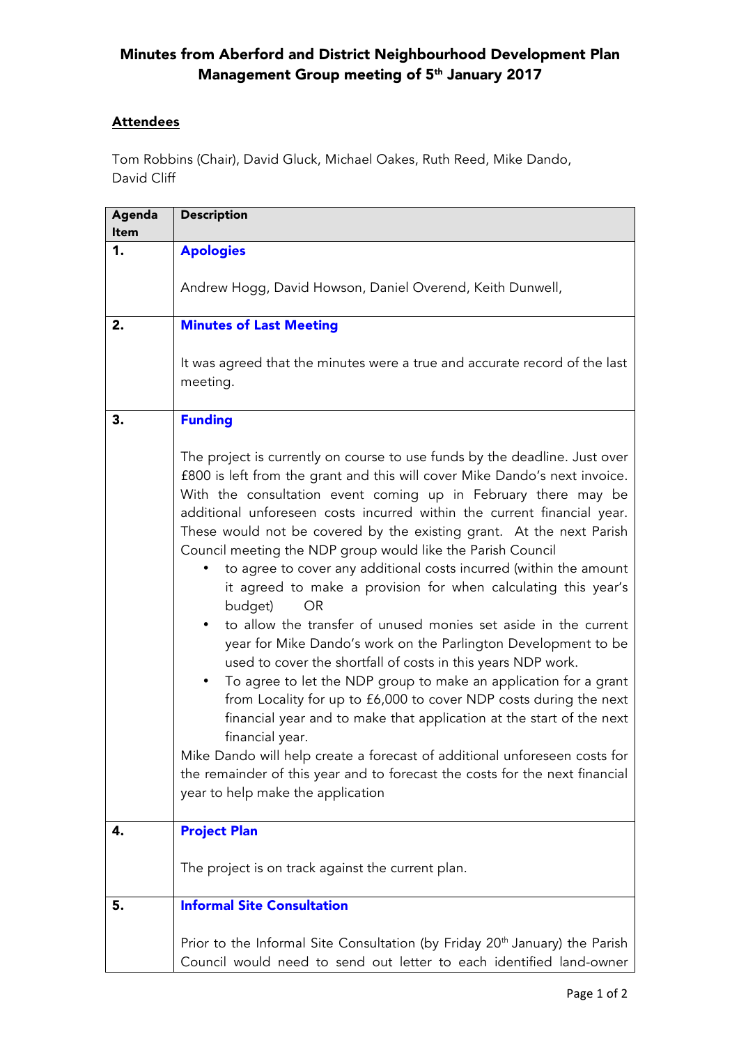# Minutes from Aberford and District Neighbourhood Development Plan Management Group meeting of 5th January 2017

## Attendees

Tom Robbins (Chair), David Gluck, Michael Oakes, Ruth Reed, Mike Dando, David Cliff

| Agenda Item | Description |
|---|---|
| **1.** | **Apologies**<br><br>Andrew Hogg, David Howson, Daniel Overend, Keith Dunwell, |
| **2.** | **Minutes of Last Meeting**<br><br>It was agreed that the minutes were a true and accurate record of the last meeting. |
| **3.** | **Funding**<br><br>The project is currently on course to use funds by the deadline. Just over £800 is left from the grant and this will cover Mike Dando's next invoice. With the consultation event coming up in February there may be additional unforeseen costs incurred within the current financial year. These would not be covered by the existing grant. At the next Parish Council meeting the NDP group would like the Parish Council<br>• to agree to cover any additional costs incurred (within the amount it agreed to make a provision for when calculating this year's budget) OR<br>• to allow the transfer of unused monies set aside in the current year for Mike Dando's work on the Parlington Development to be used to cover the shortfall of costs in this years NDP work.<br>• To agree to let the NDP group to make an application for a grant from Locality for up to £6,000 to cover NDP costs during the next financial year and to make that application at the start of the next financial year.<br>Mike Dando will help create a forecast of additional unforeseen costs for the remainder of this year and to forecast the costs for the next financial year to help make the application |
| **4.** | **Project Plan**<br><br>The project is on track against the current plan. |
| **5.** | **Informal Site Consultation**<br><br>Prior to the Informal Site Consultation (by Friday 20th January) the Parish Council would need to send out letter to each identified land-owner |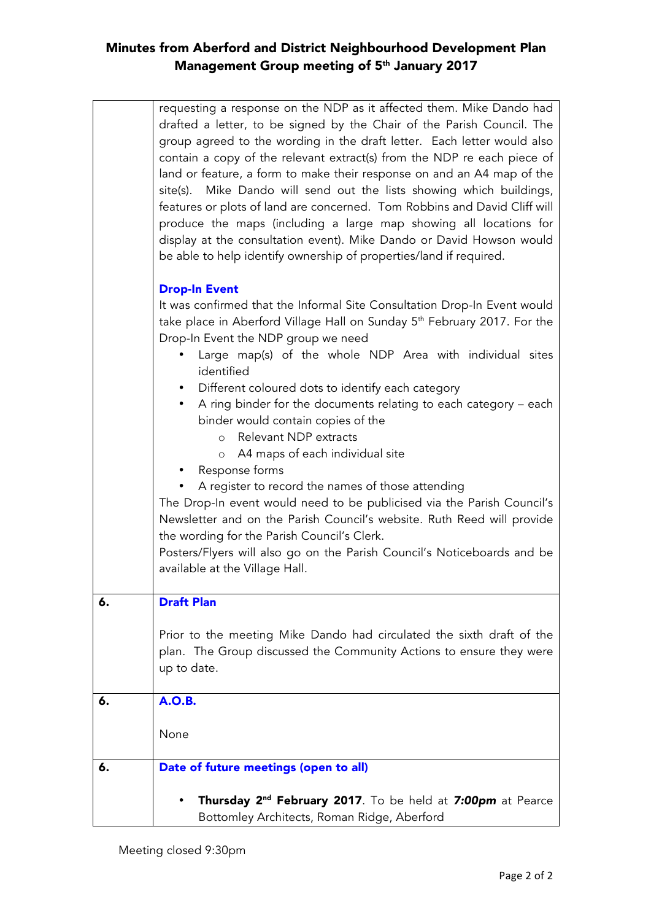# Minutes from Aberford and District Neighbourhood Development Plan Management Group meeting of 5th January 2017

| | |
|---|---|
| | requesting a response on the NDP as it affected them. Mike Dando had drafted a letter, to be signed by the Chair of the Parish Council. The group agreed to the wording in the draft letter. Each letter would also contain a copy of the relevant extract(s) from the NDP re each piece of land or feature, a form to make their response on and an A4 map of the site(s). Mike Dando will send out the lists showing which buildings, features or plots of land are concerned. Tom Robbins and David Cliff will produce the maps (including a large map showing all locations for display at the consultation event). Mike Dando or David Howson would be able to help identify ownership of properties/land if required.<br><br>**Drop-In Event**<br>It was confirmed that the Informal Site Consultation Drop-In Event would take place in Aberford Village Hall on Sunday 5th February 2017. For the Drop-In Event the NDP group we need<br>• Large map(s) of the whole NDP Area with individual sites identified<br>• Different coloured dots to identify each category<br>• A ring binder for the documents relating to each category – each binder would contain copies of the<br>  o Relevant NDP extracts<br>  o A4 maps of each individual site<br>• Response forms<br>• A register to record the names of those attending<br>The Drop-In event would need to be publicised via the Parish Council's Newsletter and on the Parish Council's website. Ruth Reed will provide the wording for the Parish Council's Clerk.<br>Posters/Flyers will also go on the Parish Council's Noticeboards and be available at the Village Hall. |
| **6.** | **Draft Plan**<br><br>Prior to the meeting Mike Dando had circulated the sixth draft of the plan. The Group discussed the Community Actions to ensure they were up to date. |
| **6.** | **A.O.B.**<br><br>None |
| **6.** | **Date of future meetings (open to all)**<br><br>• **Thursday 2nd February 2017**. To be held at ***7:00pm*** at Pearce Bottomley Architects, Roman Ridge, Aberford |

Meeting closed 9:30pm